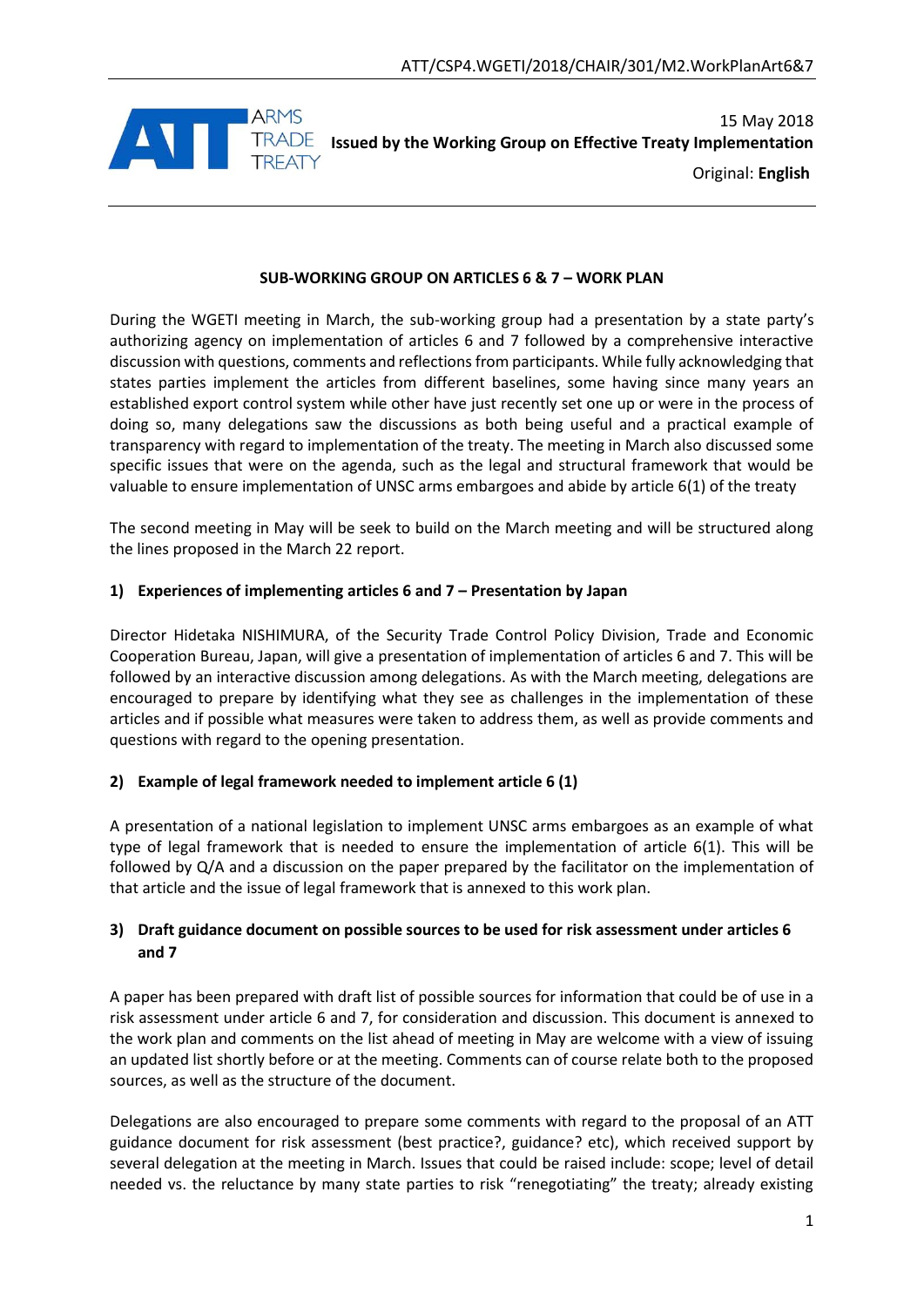ATT/CSP4.WGETI/2018/CHAIR/301/M2.WorkPlanArt6&7

15 May 2018

**Issued by the Working Group on Effective Treaty Implementation**

Original: **English**

**SUB-WORKING GROUP ON ARTICLES 6 & 7 – WORK PLAN**

During the WGETI meeting in March, the sub-working group had a presentation by a state party's authorizing agency on implementation of articles 6 and 7 followed by a comprehensive interactive discussion with questions, comments and reflections from participants. While fully acknowledging that states parties implement the articles from different baselines, some having since many years an established export control system while other have just recently set one up or were in the process of doing so, many delegations saw the discussions as both being useful and a practical example of transparency with regard to implementation of the treaty. The meeting in March also discussed some specific issues that were on the agenda, such as the legal and structural framework that would be valuable to ensure implementation of UNSC arms embargoes and abide by article 6(1) of the treaty

The second meeting in May will be seek to build on the March meeting and will be structured along the lines proposed in the March 22 report.

**1) Experiences of implementing articles 6 and 7 – Presentation by Japan**

Director Hidetaka NISHIMURA, of the Security Trade Control Policy Division, Trade and Economic Cooperation Bureau, Japan, will give a presentation of implementation of articles 6 and 7. This will be followed by an interactive discussion among delegations. As with the March meeting, delegations are encouraged to prepare by identifying what they see as challenges in the implementation of these articles and if possible what measures were taken to address them, as well as provide comments and questions with regard to the opening presentation.

**2) Example of legal framework needed to implement article 6 (1)**

A presentation of a national legislation to implement UNSC arms embargoes as an example of what type of legal framework that is needed to ensure the implementation of article 6(1). This will be followed by Q/A and a discussion on the paper prepared by the facilitator on the implementation of that article and the issue of legal framework that is annexed to this work plan.

**3) Draft guidance document on possible sources to be used for risk assessment under articles 6 and 7**

A paper has been prepared with draft list of possible sources for information that could be of use in a risk assessment under article 6 and 7, for consideration and discussion. This document is annexed to the work plan and comments on the list ahead of meeting in May are welcome with a view of issuing an updated list shortly before or at the meeting. Comments can of course relate both to the proposed sources, as well as the structure of the document.

Delegations are also encouraged to prepare some comments with regard to the proposal of an ATT guidance document for risk assessment (best practice?, guidance? etc), which received support by several delegation at the meeting in March. Issues that could be raised include: scope; level of detail needed vs. the reluctance by many state parties to risk "renegotiating" the treaty; already existing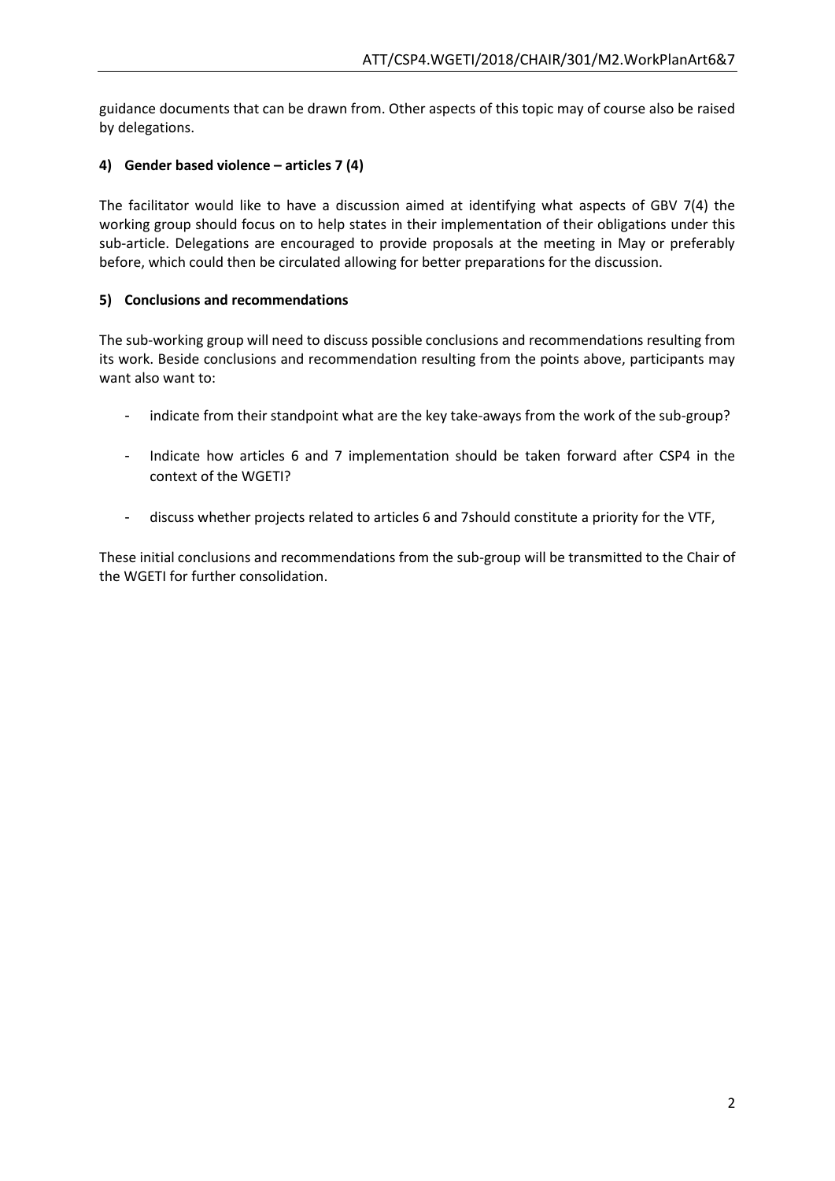guidance documents that can be drawn from. Other aspects of this topic may of course also be raised by delegations.

#### 4) Gender based violence – articles 7 (4)

The facilitator would like to have a discussion aimed at identifying what aspects of GBV 7(4) the working group should focus on to help states in their implementation of their obligations under this sub-article. Delegations are encouraged to provide proposals at the meeting in May or preferably before, which could then be circulated allowing for better preparations for the discussion.

#### 5) Conclusions and recommendations

The sub-working group will need to discuss possible conclusions and recommendations resulting from its work. Beside conclusions and recommendation resulting from the points above, participants may want also want to:

- indicate from their standpoint what are the key take-aways from the work of the sub-group?
- Indicate how articles 6 and 7 implementation should be taken forward after CSP4 in the context of the WGETI?
- discuss whether projects related to articles 6 and 7should constitute a priority for the VTF,

These initial conclusions and recommendations from the sub-group will be transmitted to the Chair of the WGETI for further consolidation.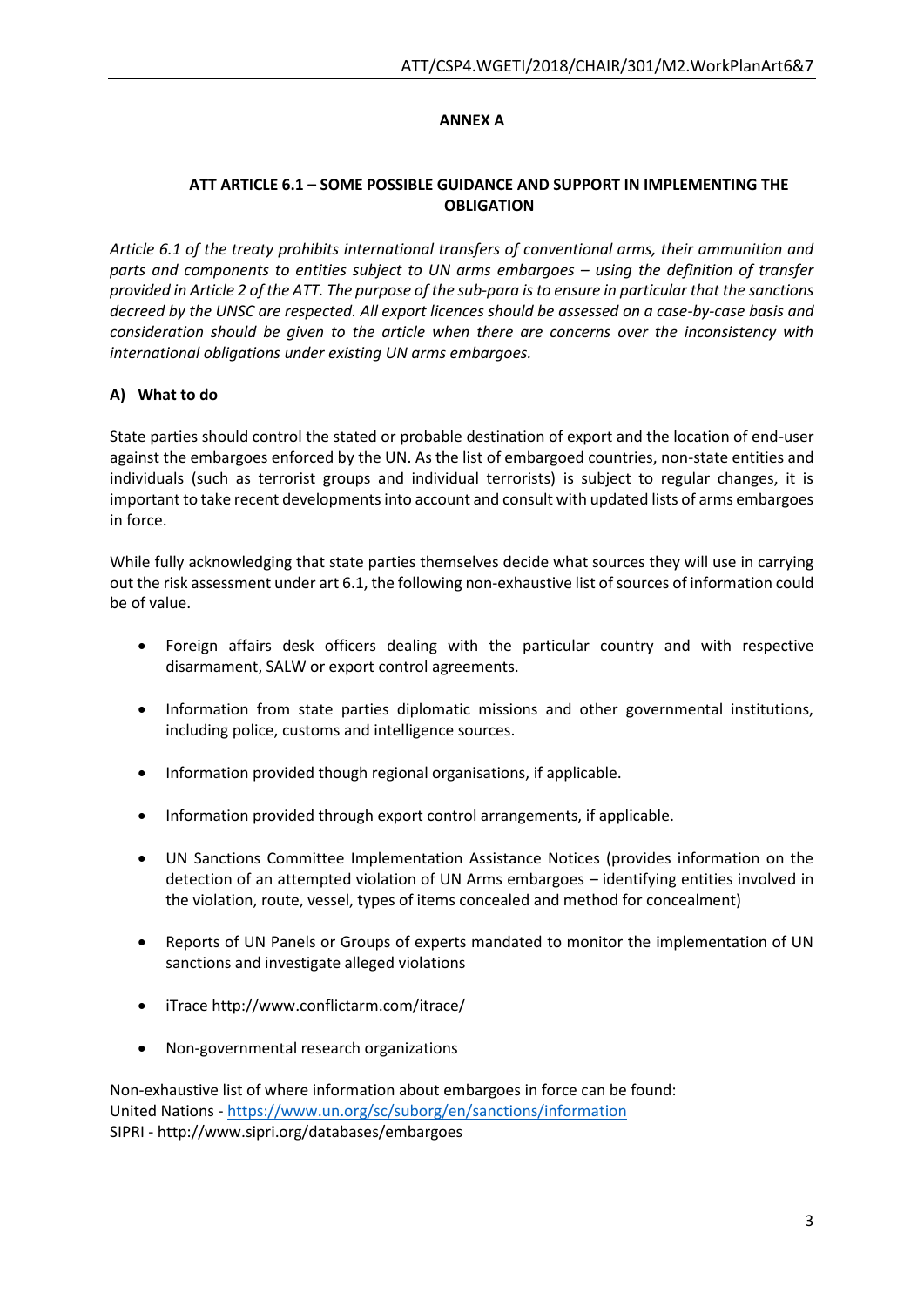## ANNEX A

### ATT ARTICLE 6.1 – SOME POSSIBLE GUIDANCE AND SUPPORT IN IMPLEMENTING THE OBLIGATION

*Article 6.1 of the treaty prohibits international transfers of conventional arms, their ammunition and parts and components to entities subject to UN arms embargoes – using the definition of transfer provided in Article 2 of the ATT. The purpose of the sub-para is to ensure in particular that the sanctions decreed by the UNSC are respected. All export licences should be assessed on a case-by-case basis and consideration should be given to the article when there are concerns over the inconsistency with international obligations under existing UN arms embargoes.*

**A) What to do**

State parties should control the stated or probable destination of export and the location of end-user against the embargoes enforced by the UN. As the list of embargoed countries, non-state entities and individuals (such as terrorist groups and individual terrorists) is subject to regular changes, it is important to take recent developments into account and consult with updated lists of arms embargoes in force.

While fully acknowledging that state parties themselves decide what sources they will use in carrying out the risk assessment under art 6.1, the following non-exhaustive list of sources of information could be of value.

- Foreign affairs desk officers dealing with the particular country and with respective disarmament, SALW or export control agreements.
- Information from state parties diplomatic missions and other governmental institutions, including police, customs and intelligence sources.
- Information provided though regional organisations, if applicable.
- Information provided through export control arrangements, if applicable.
- UN Sanctions Committee Implementation Assistance Notices (provides information on the detection of an attempted violation of UN Arms embargoes – identifying entities involved in the violation, route, vessel, types of items concealed and method for concealment)
- Reports of UN Panels or Groups of experts mandated to monitor the implementation of UN sanctions and investigate alleged violations
- iTrace http://www.conflictarm.com/itrace/
- Non-governmental research organizations

Non-exhaustive list of where information about embargoes in force can be found:
United Nations - https://www.un.org/sc/suborg/en/sanctions/information
SIPRI - http://www.sipri.org/databases/embargoes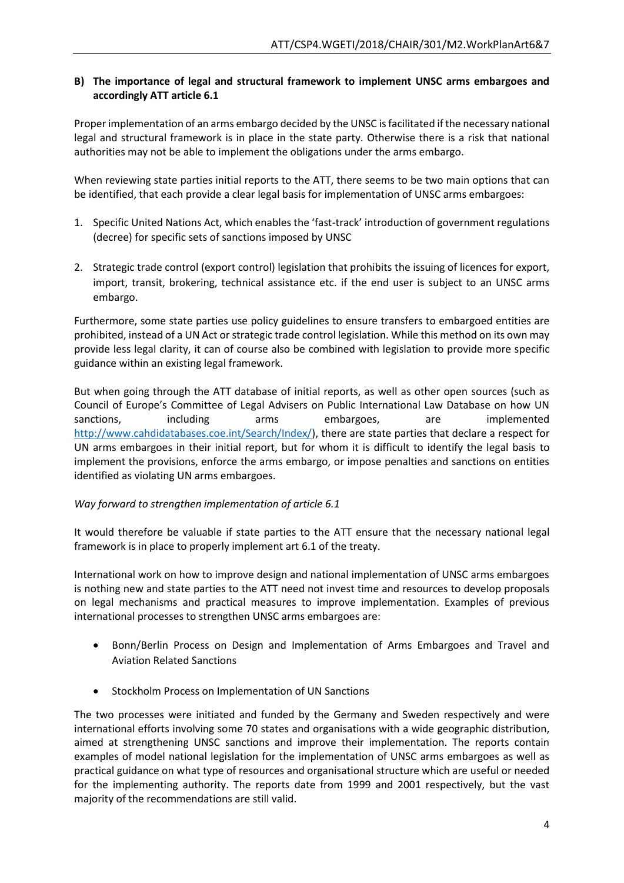**B) The importance of legal and structural framework to implement UNSC arms embargoes and accordingly ATT article 6.1**

Proper implementation of an arms embargo decided by the UNSC is facilitated if the necessary national legal and structural framework is in place in the state party. Otherwise there is a risk that national authorities may not be able to implement the obligations under the arms embargo.

When reviewing state parties initial reports to the ATT, there seems to be two main options that can be identified, that each provide a clear legal basis for implementation of UNSC arms embargoes:

1. Specific United Nations Act, which enables the 'fast-track' introduction of government regulations (decree) for specific sets of sanctions imposed by UNSC
2. Strategic trade control (export control) legislation that prohibits the issuing of licences for export, import, transit, brokering, technical assistance etc. if the end user is subject to an UNSC arms embargo.

Furthermore, some state parties use policy guidelines to ensure transfers to embargoed entities are prohibited, instead of a UN Act or strategic trade control legislation. While this method on its own may provide less legal clarity, it can of course also be combined with legislation to provide more specific guidance within an existing legal framework.

But when going through the ATT database of initial reports, as well as other open sources (such as Council of Europe's Committee of Legal Advisers on Public International Law Database on how UN sanctions, including arms embargoes, are implemented http://www.cahdidatabases.coe.int/Search/Index/), there are state parties that declare a respect for UN arms embargoes in their initial report, but for whom it is difficult to identify the legal basis to implement the provisions, enforce the arms embargo, or impose penalties and sanctions on entities identified as violating UN arms embargoes.

*Way forward to strengthen implementation of article 6.1*

It would therefore be valuable if state parties to the ATT ensure that the necessary national legal framework is in place to properly implement art 6.1 of the treaty.

International work on how to improve design and national implementation of UNSC arms embargoes is nothing new and state parties to the ATT need not invest time and resources to develop proposals on legal mechanisms and practical measures to improve implementation. Examples of previous international processes to strengthen UNSC arms embargoes are:

- Bonn/Berlin Process on Design and Implementation of Arms Embargoes and Travel and Aviation Related Sanctions
- Stockholm Process on Implementation of UN Sanctions

The two processes were initiated and funded by the Germany and Sweden respectively and were international efforts involving some 70 states and organisations with a wide geographic distribution, aimed at strengthening UNSC sanctions and improve their implementation. The reports contain examples of model national legislation for the implementation of UNSC arms embargoes as well as practical guidance on what type of resources and organisational structure which are useful or needed for the implementing authority. The reports date from 1999 and 2001 respectively, but the vast majority of the recommendations are still valid.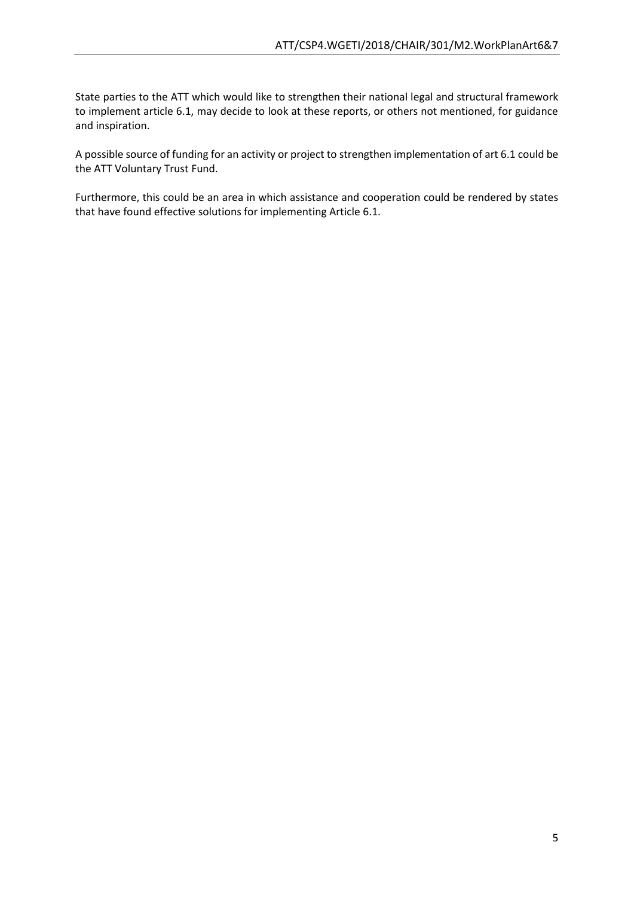State parties to the ATT which would like to strengthen their national legal and structural framework to implement article 6.1, may decide to look at these reports, or others not mentioned, for guidance and inspiration.

A possible source of funding for an activity or project to strengthen implementation of art 6.1 could be the ATT Voluntary Trust Fund.

Furthermore, this could be an area in which assistance and cooperation could be rendered by states that have found effective solutions for implementing Article 6.1.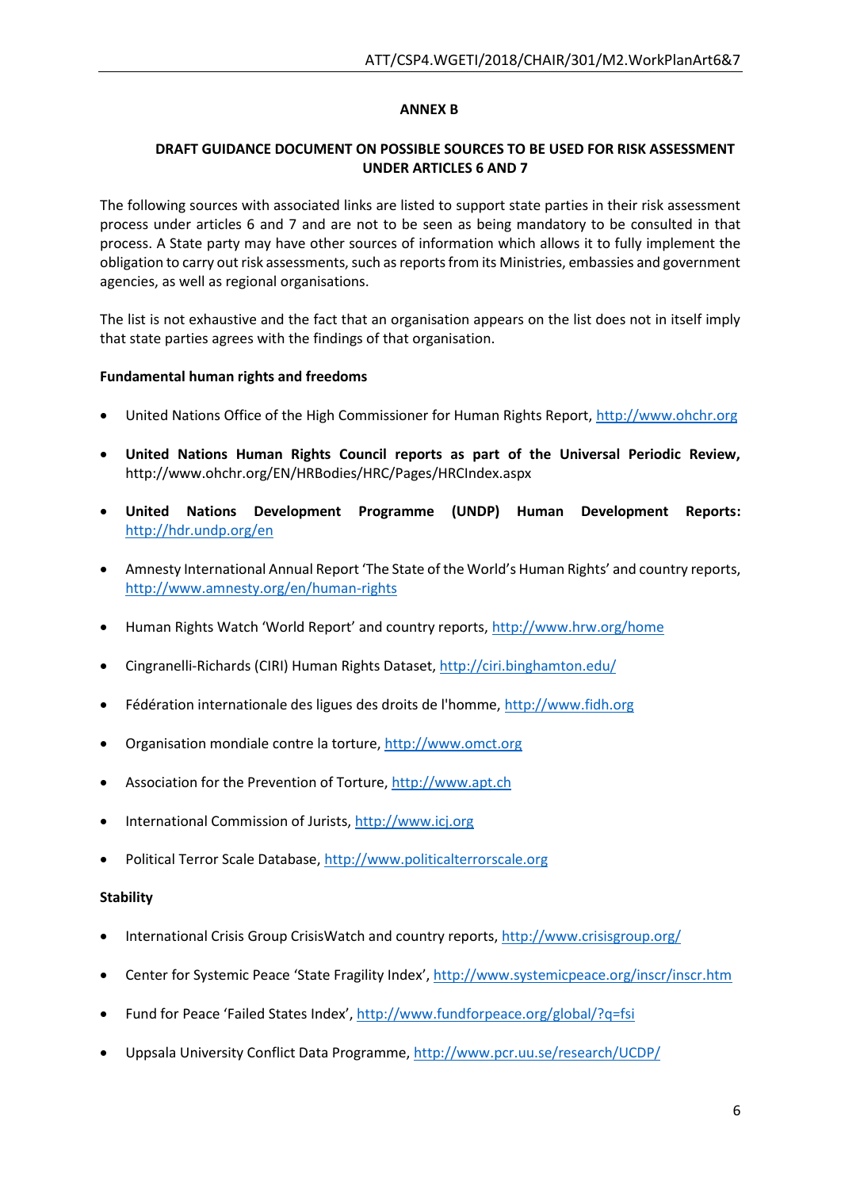**ANNEX B**

**DRAFT GUIDANCE DOCUMENT ON POSSIBLE SOURCES TO BE USED FOR RISK ASSESSMENT UNDER ARTICLES 6 AND 7**

The following sources with associated links are listed to support state parties in their risk assessment process under articles 6 and 7 and are not to be seen as being mandatory to be consulted in that process. A State party may have other sources of information which allows it to fully implement the obligation to carry out risk assessments, such as reports from its Ministries, embassies and government agencies, as well as regional organisations.

The list is not exhaustive and the fact that an organisation appears on the list does not in itself imply that state parties agrees with the findings of that organisation.

**Fundamental human rights and freedoms**

- United Nations Office of the High Commissioner for Human Rights Report, http://www.ohchr.org
- **United Nations Human Rights Council reports as part of the Universal Periodic Review,** http://www.ohchr.org/EN/HRBodies/HRC/Pages/HRCIndex.aspx
- **United Nations Development Programme (UNDP) Human Development Reports:** http://hdr.undp.org/en
- Amnesty International Annual Report 'The State of the World's Human Rights' and country reports, http://www.amnesty.org/en/human-rights
- Human Rights Watch 'World Report' and country reports, http://www.hrw.org/home
- Cingranelli-Richards (CIRI) Human Rights Dataset, http://ciri.binghamton.edu/
- Fédération internationale des ligues des droits de l'homme, http://www.fidh.org
- Organisation mondiale contre la torture, http://www.omct.org
- Association for the Prevention of Torture, http://www.apt.ch
- International Commission of Jurists, http://www.icj.org
- Political Terror Scale Database, http://www.politicalterrorscale.org

**Stability**

- International Crisis Group CrisisWatch and country reports, http://www.crisisgroup.org/
- Center for Systemic Peace 'State Fragility Index', http://www.systemicpeace.org/inscr/inscr.htm
- Fund for Peace 'Failed States Index', http://www.fundforpeace.org/global/?q=fsi
- Uppsala University Conflict Data Programme, http://www.pcr.uu.se/research/UCDP/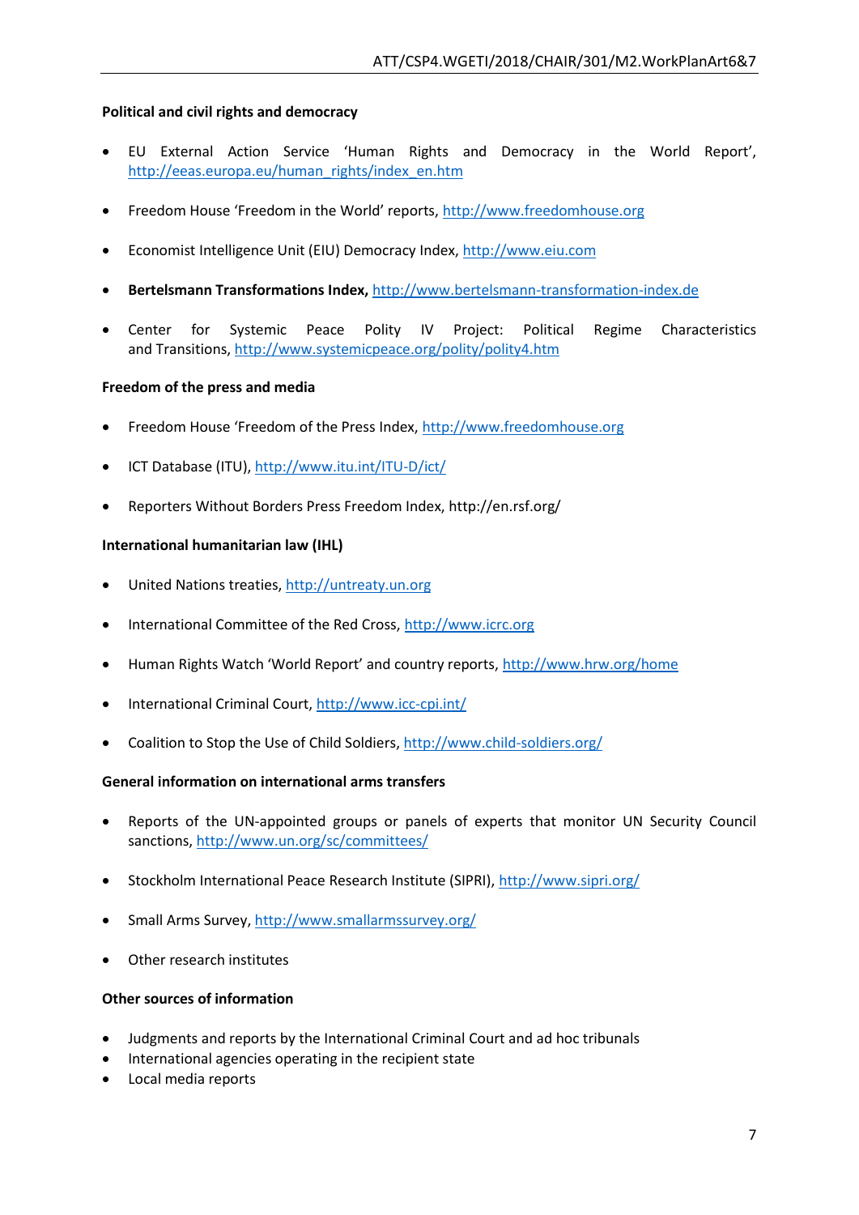**Political and civil rights and democracy**

- EU External Action Service 'Human Rights and Democracy in the World Report', http://eeas.europa.eu/human_rights/index_en.htm
- Freedom House 'Freedom in the World' reports, http://www.freedomhouse.org
- Economist Intelligence Unit (EIU) Democracy Index, http://www.eiu.com
- **Bertelsmann Transformations Index,** http://www.bertelsmann-transformation-index.de
- Center for Systemic Peace Polity IV Project: Political Regime Characteristics and Transitions, http://www.systemicpeace.org/polity/polity4.htm

**Freedom of the press and media**

- Freedom House 'Freedom of the Press Index, http://www.freedomhouse.org
- ICT Database (ITU), http://www.itu.int/ITU-D/ict/
- Reporters Without Borders Press Freedom Index, http://en.rsf.org/

**International humanitarian law (IHL)**

- United Nations treaties, http://untreaty.un.org
- International Committee of the Red Cross, http://www.icrc.org
- Human Rights Watch 'World Report' and country reports, http://www.hrw.org/home
- International Criminal Court, http://www.icc-cpi.int/
- Coalition to Stop the Use of Child Soldiers, http://www.child-soldiers.org/

**General information on international arms transfers**

- Reports of the UN-appointed groups or panels of experts that monitor UN Security Council sanctions, http://www.un.org/sc/committees/
- Stockholm International Peace Research Institute (SIPRI), http://www.sipri.org/
- Small Arms Survey, http://www.smallarmssurvey.org/
- Other research institutes

**Other sources of information**

- Judgments and reports by the International Criminal Court and ad hoc tribunals
- International agencies operating in the recipient state
- Local media reports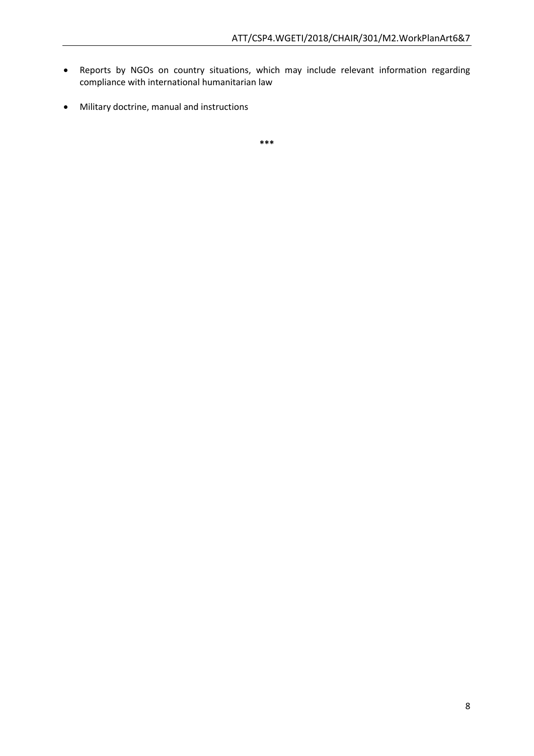- Reports by NGOs on country situations, which may include relevant information regarding compliance with international humanitarian law

- Military doctrine, manual and instructions

***